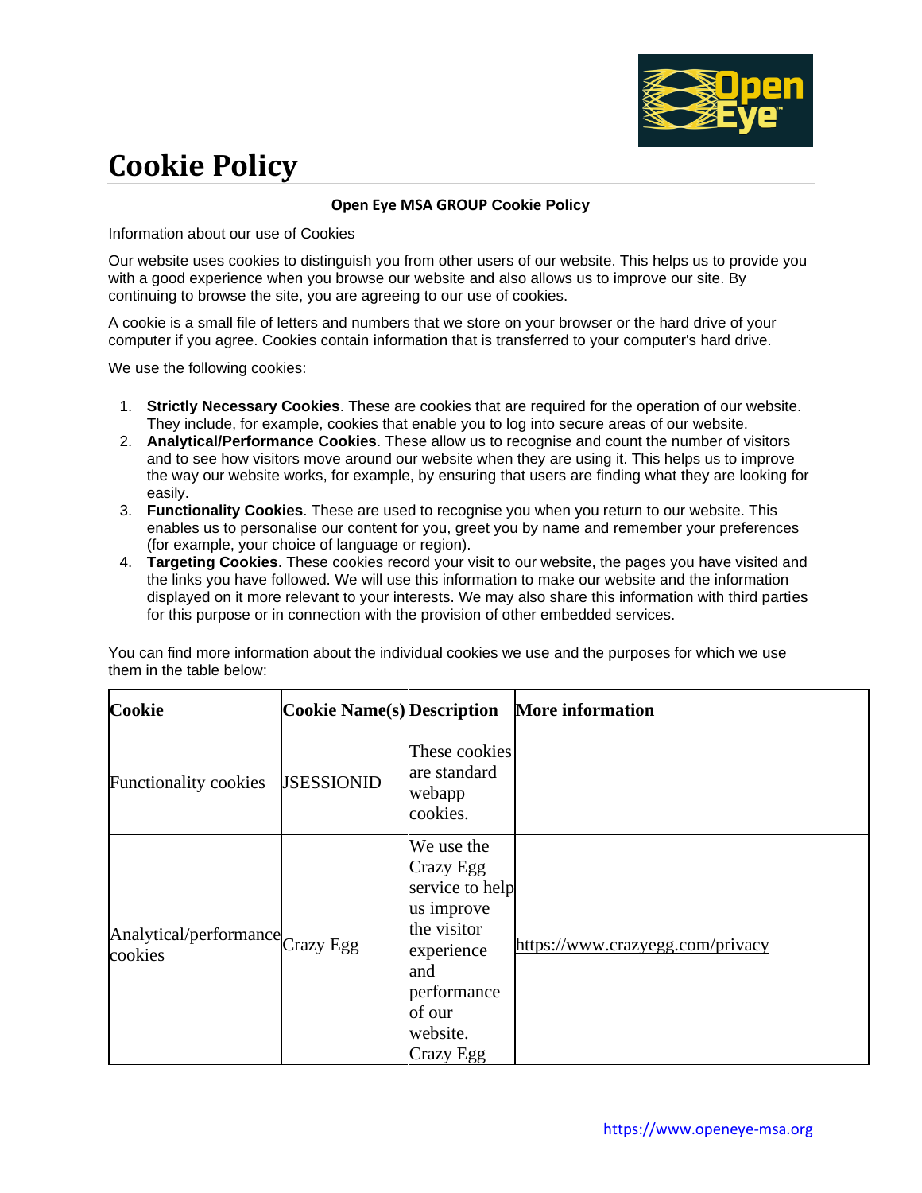# Cookie Policy

**Open Eye MSA GROUP Cookie Policy**

Information about our use of Cookies

Our website uses cookies to distinguish you from other users of our website. This helps us to provide you with a good experience when you browse our website and also allows us to improve our site. By continuing to browse the site, you are agreeing to our use of cookies.

A cookie is a small file of letters and numbers that we store on your browser or the hard drive of your computer if you agree. Cookies contain information that is transferred to your computer's hard drive.

We use the following cookies:

1. **Strictly Necessary Cookies**. These are cookies that are required for the operation of our website. They include, for example, cookies that enable you to log into secure areas of our website.
2. **Analytical/Performance Cookies**. These allow us to recognise and count the number of visitors and to see how visitors move around our website when they are using it. This helps us to improve the way our website works, for example, by ensuring that users are finding what they are looking for easily.
3. **Functionality Cookies**. These are used to recognise you when you return to our website. This enables us to personalise our content for you, greet you by name and remember your preferences (for example, your choice of language or region).
4. **Targeting Cookies**. These cookies record your visit to our website, the pages you have visited and the links you have followed. We will use this information to make our website and the information displayed on it more relevant to your interests. We may also share this information with third parties for this purpose or in connection with the provision of other embedded services.

You can find more information about the individual cookies we use and the purposes for which we use them in the table below:

| Cookie | Cookie Name(s) | Description | More information |
|---|---|---|---|
| Functionality cookies | JSESSIONID | These cookies are standard webapp cookies. | |
| Analytical/performance cookies | Crazy Egg | We use the Crazy Egg service to help us improve the visitor experience and performance of our website. Crazy Egg | https://www.crazyegg.com/privacy |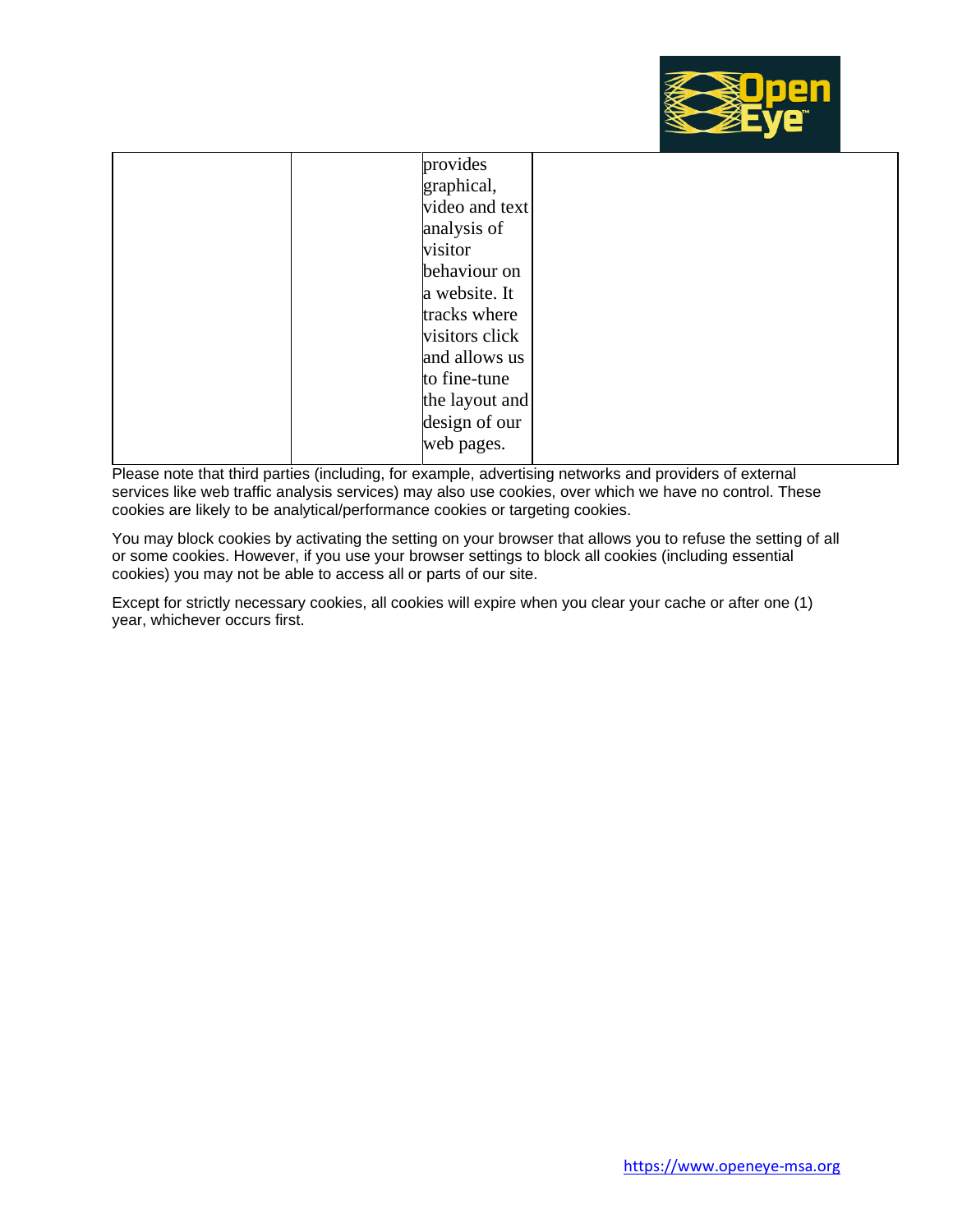| | | | |
|---|---|---|---|
| | | provides graphical, video and text analysis of visitor behaviour on a website. It tracks where visitors click and allows us to fine-tune the layout and design of our web pages. | |

Please note that third parties (including, for example, advertising networks and providers of external services like web traffic analysis services) may also use cookies, over which we have no control. These cookies are likely to be analytical/performance cookies or targeting cookies.

You may block cookies by activating the setting on your browser that allows you to refuse the setting of all or some cookies. However, if you use your browser settings to block all cookies (including essential cookies) you may not be able to access all or parts of our site.

Except for strictly necessary cookies, all cookies will expire when you clear your cache or after one (1) year, whichever occurs first.